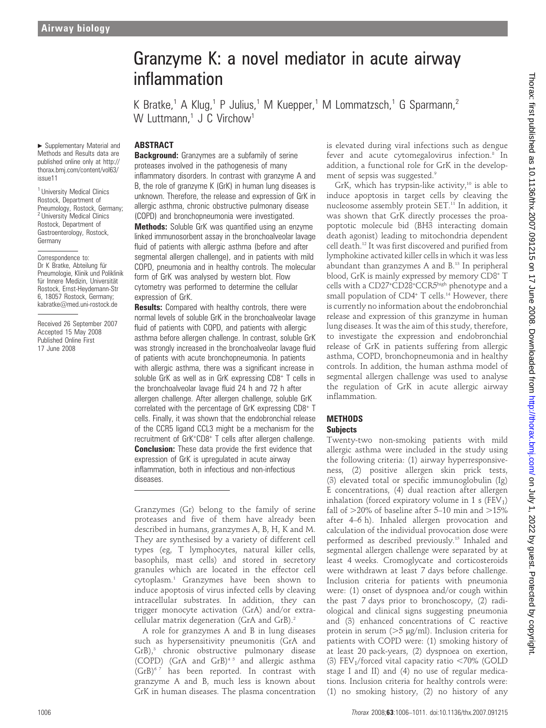# Granzyme K: a novel mediator in acute airway inflammation

K Bratke,[1] A Klug,[1] P Julius,[1] M Kuepper,[1] M Lommatzsch,[1] G Sparmann,[2] W Luttmann,[1] J C Virchow[1]

► Supplementary Material and Methods and Results data are published online only at http://thorax.bmj.com/content/vol63/issue11

[1] University Medical Clinics Rostock, Department of Pneumology, Rostock, Germany; [2] University Medical Clinics Rostock, Department of Gastroenterology, Rostock, Germany

Correspondence to: Dr K Bratke, Abteilung für Pneumologie, Klinik und Poliklinik für Innere Medizin, Universität Rostock, Ernst-Heydemann-Str 6, 18057 Rostock, Germany; kabratke@med.uni-rostock.de

Received 26 September 2007
Accepted 15 May 2008
Published Online First 17 June 2008

## ABSTRACT

**Background:** Granzymes are a subfamily of serine proteases involved in the pathogenesis of many inflammatory disorders. In contrast with granzyme A and B, the role of granzyme K (GrK) in human lung diseases is unknown. Therefore, the release and expression of GrK in allergic asthma, chronic obstructive pulmonary disease (COPD) and bronchopneumonia were investigated.

**Methods:** Soluble GrK was quantified using an enzyme linked immunosorbent assay in the bronchoalveolar lavage fluid of patients with allergic asthma (before and after segmental allergen challenge), and in patients with mild COPD, pneumonia and in healthy controls. The molecular form of GrK was analysed by western blot. Flow cytometry was performed to determine the cellular expression of GrK.

**Results:** Compared with healthy controls, there were normal levels of soluble GrK in the bronchoalveolar lavage fluid of patients with COPD, and patients with allergic asthma before allergen challenge. In contrast, soluble GrK was strongly increased in the bronchoalveolar lavage fluid of patients with acute bronchopneumonia. In patients with allergic asthma, there was a significant increase in soluble GrK as well as in GrK expressing $CD8^+$ T cells in the bronchoalveolar lavage fluid 24 h and 72 h after allergen challenge. After allergen challenge, soluble GrK correlated with the percentage of GrK expressing $CD8^+$ T cells. Finally, it was shown that the endobronchial release of the CCR5 ligand CCL3 might be a mechanism for the recruitment of $GrK^+CD8^+$ T cells after allergen challenge.

**Conclusion:** These data provide the first evidence that expression of GrK is upregulated in acute airway inflammation, both in infectious and non-infectious diseases.

Granzymes (Gr) belong to the family of serine proteases and five of them have already been described in humans, granzymes A, B, H, K and M. They are synthesised by a variety of different cell types (eg, T lymphocytes, natural killer cells, basophils, mast cells) and stored in secretory granules which are located in the effector cell cytoplasm.[1] Granzymes have been shown to induce apoptosis of virus infected cells by cleaving intracellular substrates. In addition, they can trigger monocyte activation (GrA) and/or extracellular matrix degeneration (GrA and GrB).[2]

A role for granzymes A and B in lung diseases such as hypersensitivity pneumonitis (GrA and GrB),[3] chronic obstructive pulmonary disease (COPD) (GrA and GrB)[4 5] and allergic asthma (GrB)[6 7] has been reported. In contrast with granzyme A and B, much less is known about GrK in human diseases. The plasma concentration is elevated during viral infections such as dengue fever and acute cytomegalovirus infection.[8] In addition, a functional role for GrK in the development of sepsis was suggested.[9]

GrK, which has trypsin-like activity,[10] is able to induce apoptosis in target cells by cleaving the nucleosome assembly protein SET.[11] In addition, it was shown that GrK directly processes the proapoptotic molecule bid (BH3 interacting domain death agonist) leading to mitochondria dependent cell death.[12] It was first discovered and purified from lymphokine activated killer cells in which it was less abundant than granzymes A and B.[13] In peripheral blood, GrK is mainly expressed by memory $CD8^+$ T cells with a $CD27^+CD28^+CCR5^{high}$ phenotype and a small population of $CD4^+$ T cells.[14] However, there is currently no information about the endobronchial release and expression of this granzyme in human lung diseases. It was the aim of this study, therefore, to investigate the expression and endobronchial release of GrK in patients suffering from allergic asthma, COPD, bronchopneumonia and in healthy controls. In addition, the human asthma model of segmental allergen challenge was used to analyse the regulation of GrK in acute allergic airway inflammation.

## METHODS

### Subjects

Twenty-two non-smoking patients with mild allergic asthma were included in the study using the following criteria: (1) airway hyperresponsiveness, (2) positive allergen skin prick tests, (3) elevated total or specific immunoglobulin (Ig) E concentrations, (4) dual reaction after allergen inhalation (forced expiratory volume in 1 s ($FEV_1$) fall of >20% of baseline after 5–10 min and >15% after 4–6 h). Inhaled allergen provocation and calculation of the individual provocation dose were performed as described previously.[15] Inhaled and segmental allergen challenge were separated by at least 4 weeks. Cromoglycate and corticosteroids were withdrawn at least 7 days before challenge. Inclusion criteria for patients with pneumonia were: (1) onset of dyspnoea and/or cough within the past 7 days prior to bronchoscopy, (2) radiological and clinical signs suggesting pneumonia and (3) enhanced concentrations of C reactive protein in serum (>5 μg/ml). Inclusion criteria for patients with COPD were: (1) smoking history of at least 20 pack-years, (2) dyspnoea on exertion, (3) $FEV_1$/forced vital capacity ratio <70% (GOLD stage I and II) and (4) no use of regular medications. Inclusion criteria for healthy controls were: (1) no smoking history, (2) no history of any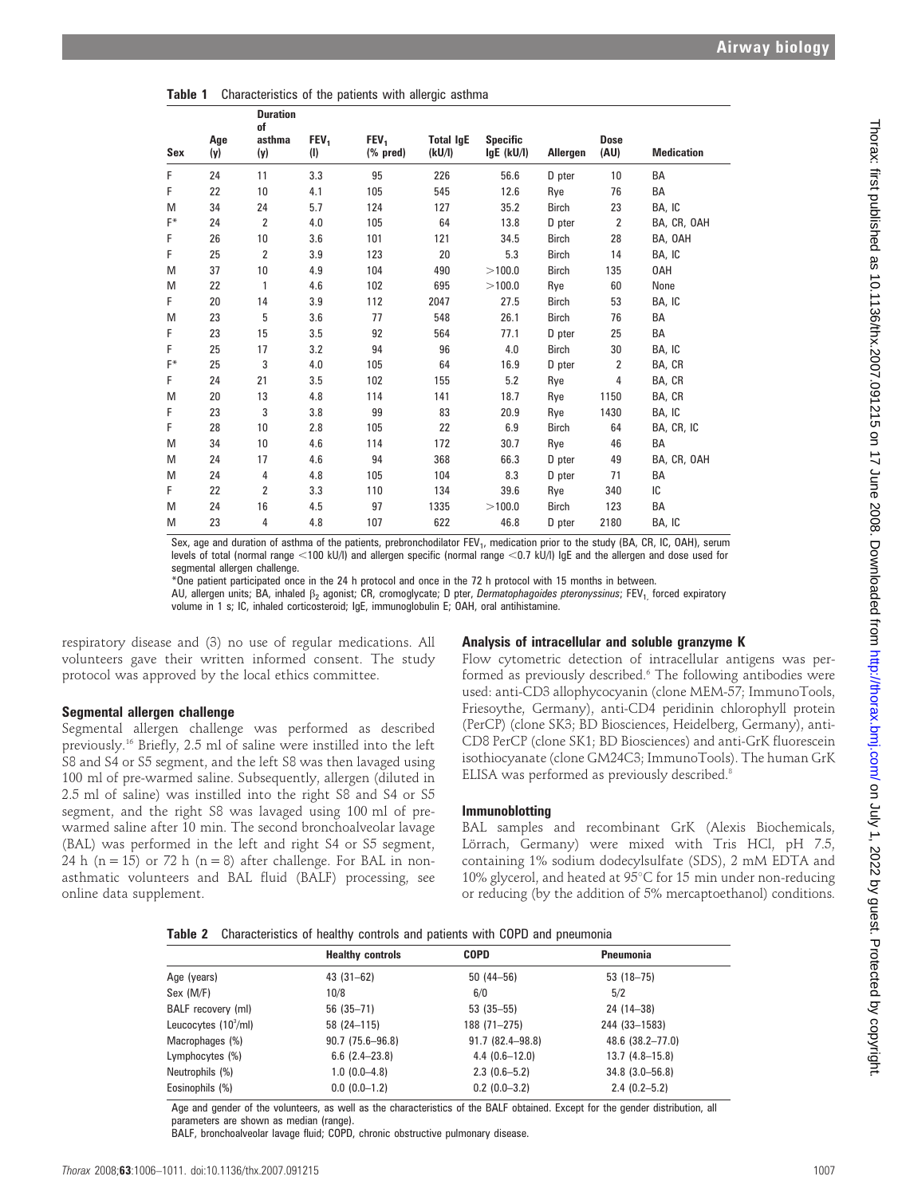**Table 1** Characteristics of the patients with allergic asthma

| Sex | Age (y) | Duration of asthma (y) | $FEV_1$ (l) | $FEV_1$ (% pred) | Total IgE (kU/l) | Specific IgE (kU/l) | Allergen | Dose (AU) | Medication |
|---|---|---|---|---|---|---|---|---|---|
| F | 24 | 11 | 3.3 | 95 | 226 | 56.6 | D pter | 10 | BA |
| F | 22 | 10 | 4.1 | 105 | 545 | 12.6 | Rye | 76 | BA |
| M | 34 | 24 | 5.7 | 124 | 127 | 35.2 | Birch | 23 | BA, IC |
| F* | 24 | 2 | 4.0 | 105 | 64 | 13.8 | D pter | 2 | BA, CR, OAH |
| F | 26 | 10 | 3.6 | 101 | 121 | 34.5 | Birch | 28 | BA, OAH |
| F | 25 | 2 | 3.9 | 123 | 20 | 5.3 | Birch | 14 | BA, IC |
| M | 37 | 10 | 4.9 | 104 | 490 | >100.0 | Birch | 135 | OAH |
| M | 22 | 1 | 4.6 | 102 | 695 | >100.0 | Rye | 60 | None |
| F | 20 | 14 | 3.9 | 112 | 2047 | 27.5 | Birch | 53 | BA, IC |
| M | 23 | 5 | 3.6 | 77 | 548 | 26.1 | Birch | 76 | BA |
| F | 23 | 15 | 3.5 | 92 | 564 | 77.1 | D pter | 25 | BA |
| F | 25 | 17 | 3.2 | 94 | 96 | 4.0 | Birch | 30 | BA, IC |
| F* | 25 | 3 | 4.0 | 105 | 64 | 16.9 | D pter | 2 | BA, CR |
| F | 24 | 21 | 3.5 | 102 | 155 | 5.2 | Rye | 4 | BA, CR |
| M | 20 | 13 | 4.8 | 114 | 141 | 18.7 | Rye | 1150 | BA, CR |
| F | 23 | 3 | 3.8 | 99 | 83 | 20.9 | Rye | 1430 | BA, IC |
| F | 28 | 10 | 2.8 | 105 | 22 | 6.9 | Birch | 64 | BA, CR, IC |
| M | 34 | 10 | 4.6 | 114 | 172 | 30.7 | Rye | 46 | BA |
| M | 24 | 17 | 4.6 | 94 | 368 | 66.3 | D pter | 49 | BA, CR, OAH |
| M | 24 | 4 | 4.8 | 105 | 104 | 8.3 | D pter | 71 | BA |
| F | 22 | 2 | 3.3 | 110 | 134 | 39.6 | Rye | 340 | IC |
| M | 24 | 16 | 4.5 | 97 | 1335 | >100.0 | Birch | 123 | BA |
| M | 23 | 4 | 4.8 | 107 | 622 | 46.8 | D pter | 2180 | BA, IC |

Sex, age and duration of asthma of the patients, prebronchodilator $FEV_1$, medication prior to the study (BA, CR, IC, OAH), serum levels of total (normal range <100 kU/l) and allergen specific (normal range <0.7 kU/l) IgE and the allergen and dose used for segmental allergen challenge.

*One patient participated once in the 24 h protocol and once in the 72 h protocol with 15 months in between.

AU, allergen units; BA, inhaled $\beta_2$ agonist; CR, cromoglycate; D pter, *Dermatophagoides pteronyssinus*; $FEV_1$, forced expiratory volume in 1 s; IC, inhaled corticosteroid; IgE, immunoglobulin E; OAH, oral antihistamine.

respiratory disease and (3) no use of regular medications. All volunteers gave their written informed consent. The study protocol was approved by the local ethics committee.

### Segmental allergen challenge

Segmental allergen challenge was performed as described previously.[16] Briefly, 2.5 ml of saline were instilled into the left S8 and S4 or S5 segment, and the left S8 was then lavaged using 100 ml of pre-warmed saline. Subsequently, allergen (diluted in 2.5 ml of saline) was instilled into the right S8 and S4 or S5 segment, and the right S8 was lavaged using 100 ml of pre-warmed saline after 10 min. The second bronchoalveolar lavage (BAL) was performed in the left and right S4 or S5 segment, 24 h (n = 15) or 72 h (n = 8) after challenge. For BAL in non-asthmatic volunteers and BAL fluid (BALF) processing, see online data supplement.

### Analysis of intracellular and soluble granzyme K

Flow cytometric detection of intracellular antigens was performed as previously described.[6] The following antibodies were used: anti-CD3 allophycocyanin (clone MEM-57; ImmunoTools, Friesoythe, Germany), anti-CD4 peridinin chlorophyll protein (PerCP) (clone SK3; BD Biosciences, Heidelberg, Germany), anti-CD8 PerCP (clone SK1; BD Biosciences) and anti-GrK fluorescein isothiocyanate (clone GM24C3; ImmunoTools). The human GrK ELISA was performed as previously described.[8]

### Immunoblotting

BAL samples and recombinant GrK (Alexis Biochemicals, Lörrach, Germany) were mixed with Tris HCl, pH 7.5, containing 1% sodium dodecylsulfate (SDS), 2 mM EDTA and 10% glycerol, and heated at 95°C for 15 min under non-reducing or reducing (by the addition of 5% mercaptoethanol) conditions.

**Table 2** Characteristics of healthy controls and patients with COPD and pneumonia

| | Healthy controls | COPD | Pneumonia |
|---|---|---|---|
| Age (years) | 43 (31–62) | 50 (44–56) | 53 (18–75) |
| Sex (M/F) | 10/8 | 6/0 | 5/2 |
| BALF recovery (ml) | 56 (35–71) | 53 (35–55) | 24 (14–38) |
| Leucocytes ($10^3$/ml) | 58 (24–115) | 188 (71–275) | 244 (33–1583) |
| Macrophages (%) | 90.7 (75.6–96.8) | 91.7 (82.4–98.8) | 48.6 (38.2–77.0) |
| Lymphocytes (%) | 6.6 (2.4–23.8) | 4.4 (0.6–12.0) | 13.7 (4.8–15.8) |
| Neutrophils (%) | 1.0 (0.0–4.8) | 2.3 (0.6–5.2) | 34.8 (3.0–56.8) |
| Eosinophils (%) | 0.0 (0.0–1.2) | 0.2 (0.0–3.2) | 2.4 (0.2–5.2) |

Age and gender of the volunteers, as well as the characteristics of the BALF obtained. Except for the gender distribution, all parameters are shown as median (range).

BALF, bronchoalveolar lavage fluid; COPD, chronic obstructive pulmonary disease.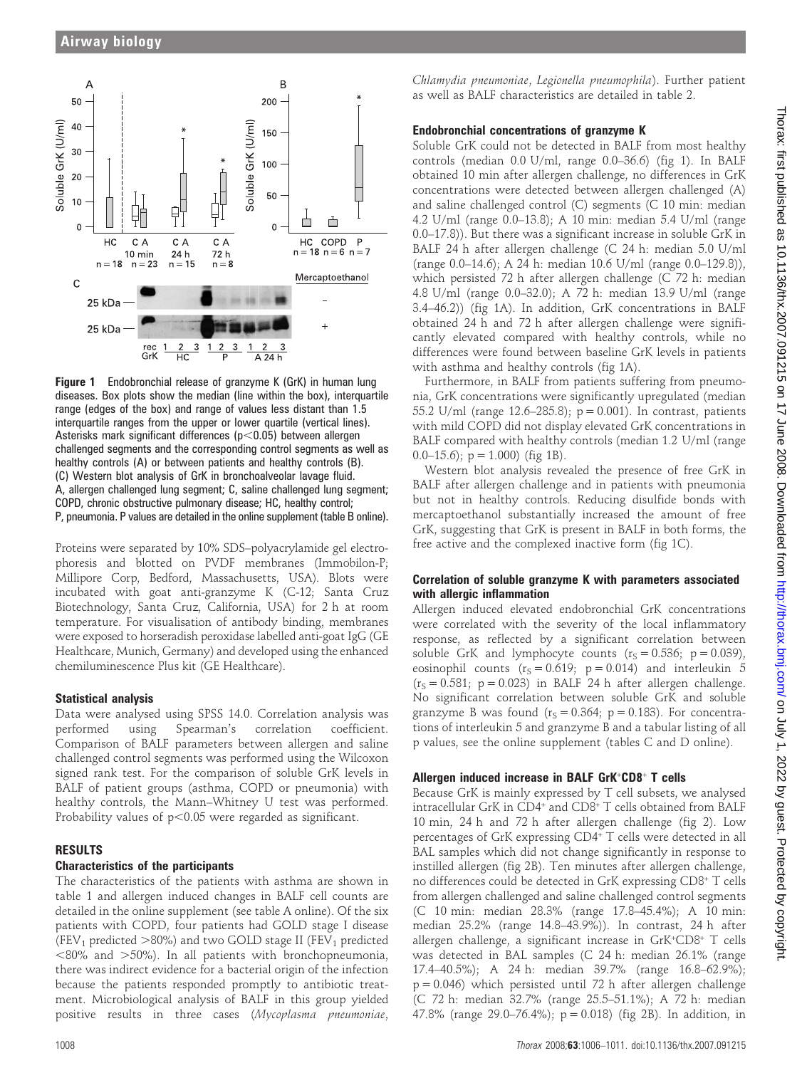**Figure 1** Endobronchial release of granzyme K (GrK) in human lung diseases. Box plots show the median (line within the box), interquartile range (edges of the box) and range of values less distant than 1.5 interquartile ranges from the upper or lower quartile (vertical lines). Asterisks mark significant differences ($p<0.05$) between allergen challenged segments and the corresponding control segments as well as healthy controls (A) or between patients and healthy controls (B). (C) Western blot analysis of GrK in bronchoalveolar lavage fluid. A, allergen challenged lung segment; C, saline challenged lung segment; COPD, chronic obstructive pulmonary disease; HC, healthy control; P, pneumonia. P values are detailed in the online supplement (table B online).

Proteins were separated by 10% SDS–polyacrylamide gel electrophoresis and blotted on PVDF membranes (Immobilon-P; Millipore Corp, Bedford, Massachusetts, USA). Blots were incubated with goat anti-granzyme K (C-12; Santa Cruz Biotechnology, Santa Cruz, California, USA) for 2 h at room temperature. For visualisation of antibody binding, membranes were exposed to horseradish peroxidase labelled anti-goat IgG (GE Healthcare, Munich, Germany) and developed using the enhanced chemiluminescence Plus kit (GE Healthcare).

### Statistical analysis

Data were analysed using SPSS 14.0. Correlation analysis was performed using Spearman's correlation coefficient. Comparison of BALF parameters between allergen and saline challenged control segments was performed using the Wilcoxon signed rank test. For the comparison of soluble GrK levels in BALF of patient groups (asthma, COPD or pneumonia) with healthy controls, the Mann–Whitney U test was performed. Probability values of $p<0.05$ were regarded as significant.

## RESULTS

### Characteristics of the participants

The characteristics of the patients with asthma are shown in table 1 and allergen induced changes in BALF cell counts are detailed in the online supplement (see table A online). Of the six patients with COPD, four patients had GOLD stage I disease ($FEV_1$ predicted >80%) and two GOLD stage II ($FEV_1$ predicted <80% and >50%). In all patients with bronchopneumonia, there was indirect evidence for a bacterial origin of the infection because the patients responded promptly to antibiotic treatment. Microbiological analysis of BALF in this group yielded positive results in three cases (*Mycoplasma pneumoniae*, *Chlamydia pneumoniae*, *Legionella pneumophila*). Further patient as well as BALF characteristics are detailed in table 2.

### Endobronchial concentrations of granzyme K

Soluble GrK could not be detected in BALF from most healthy controls (median 0.0 U/ml, range 0.0–36.6) (fig 1). In BALF obtained 10 min after allergen challenge, no differences in GrK concentrations were detected between allergen challenged (A) and saline challenged control (C) segments (C 10 min: median 4.2 U/ml (range 0.0–13.8); A 10 min: median 5.4 U/ml (range 0.0–17.8)). But there was a significant increase in soluble GrK in BALF 24 h after allergen challenge (C 24 h: median 5.0 U/ml (range 0.0–14.6); A 24 h: median 10.6 U/ml (range 0.0–129.8)), which persisted 72 h after allergen challenge (C 72 h: median 4.8 U/ml (range 0.0–32.0); A 72 h: median 13.9 U/ml (range 3.4–46.2)) (fig 1A). In addition, GrK concentrations in BALF obtained 24 h and 72 h after allergen challenge were significantly elevated compared with healthy controls, while no differences were found between baseline GrK levels in patients with asthma and healthy controls (fig 1A).

Furthermore, in BALF from patients suffering from pneumonia, GrK concentrations were significantly upregulated (median 55.2 U/ml (range 12.6–285.8); $p=0.001$). In contrast, patients with mild COPD did not display elevated GrK concentrations in BALF compared with healthy controls (median 1.2 U/ml (range 0.0–15.6); $p=1.000$) (fig 1B).

Western blot analysis revealed the presence of free GrK in BALF after allergen challenge and in patients with pneumonia but not in healthy controls. Reducing disulfide bonds with mercaptoethanol substantially increased the amount of free GrK, suggesting that GrK is present in BALF in both forms, the free active and the complexed inactive form (fig 1C).

### Correlation of soluble granzyme K with parameters associated with allergic inflammation

Allergen induced elevated endobronchial GrK concentrations were correlated with the severity of the local inflammatory response, as reflected by a significant correlation between soluble GrK and lymphocyte counts ($r_S=0.536$; $p=0.039$), eosinophil counts ($r_S=0.619$; $p=0.014$) and interleukin 5 ($r_S=0.581$; $p=0.023$) in BALF 24 h after allergen challenge. No significant correlation between soluble GrK and soluble granzyme B was found ($r_S=0.364$; $p=0.183$). For concentrations of interleukin 5 and granzyme B and a tabular listing of all p values, see the online supplement (tables C and D online).

### Allergen induced increase in BALF $GrK^+CD8^+$ T cells

Because GrK is mainly expressed by T cell subsets, we analysed intracellular GrK in $CD4^+$ and $CD8^+$ T cells obtained from BALF 10 min, 24 h and 72 h after allergen challenge (fig 2). Low percentages of GrK expressing $CD4^+$ T cells were detected in all BAL samples which did not change significantly in response to instilled allergen (fig 2B). Ten minutes after allergen challenge, no differences could be detected in GrK expressing $CD8^+$ T cells from allergen challenged and saline challenged control segments (C 10 min: median 28.3% (range 17.8–45.4%); A 10 min: median 25.2% (range 14.8–43.9%)). In contrast, 24 h after allergen challenge, a significant increase in $GrK^+CD8^+$ T cells was detected in BAL samples (C 24 h: median 26.1% (range 17.4–40.5%); A 24 h: median 39.7% (range 16.8–62.9%); $p=0.046$) which persisted until 72 h after allergen challenge (C 72 h: median 32.7% (range 25.5–51.1%); A 72 h: median 47.8% (range 29.0–76.4%); $p=0.018$) (fig 2B). In addition, in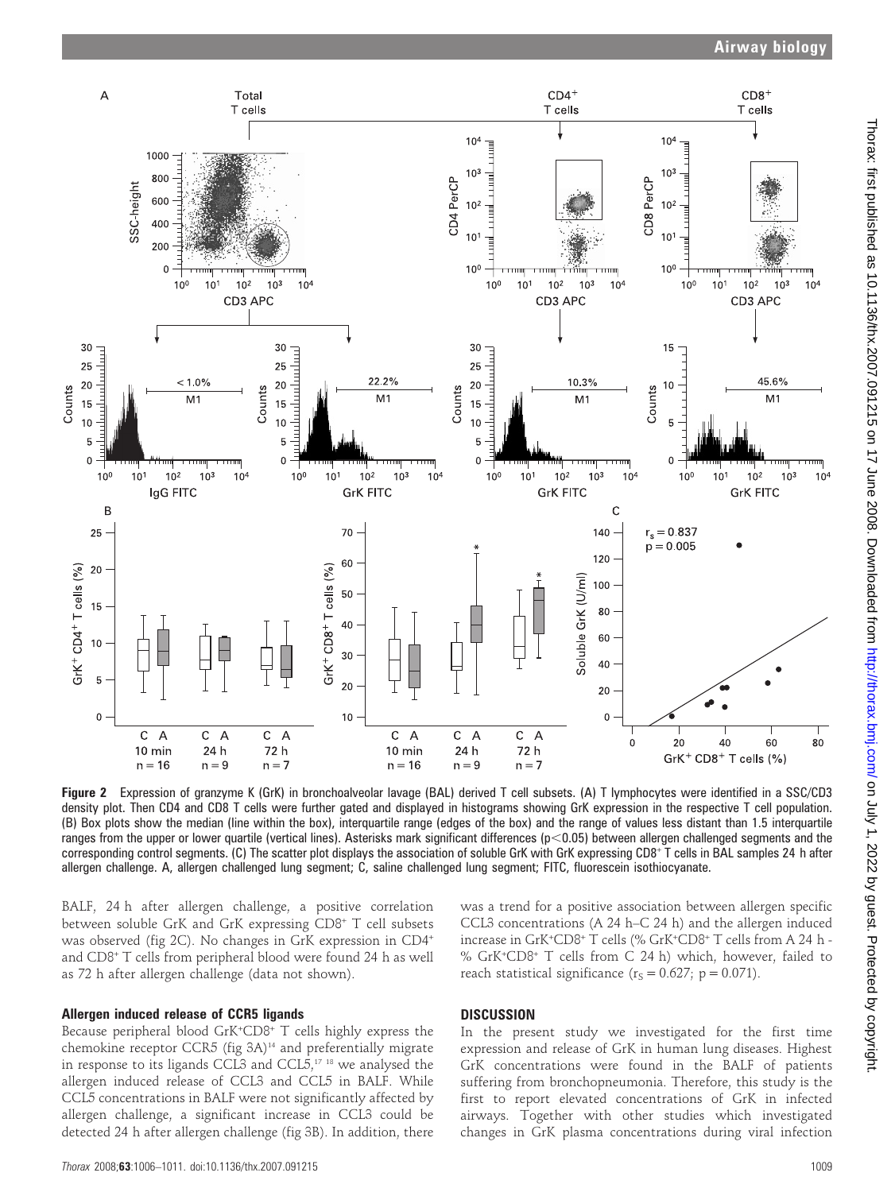Figure 2 Expression of granzyme K (GrK) in bronchoalveolar lavage (BAL) derived T cell subsets. (A) T lymphocytes were identified in a SSC/CD3 density plot. Then CD4 and CD8 T cells were further gated and displayed in histograms showing GrK expression in the respective T cell population. (B) Box plots show the median (line within the box), interquartile range (edges of the box) and the range of values less distant than 1.5 interquartile ranges from the upper or lower quartile (vertical lines). Asterisks mark significant differences ($p<0.05$) between allergen challenged segments and the corresponding control segments. (C) The scatter plot displays the association of soluble GrK with GrK expressing CD8+ T cells in BAL samples 24 h after allergen challenge. A, allergen challenged lung segment; C, saline challenged lung segment; FITC, fluorescein isothiocyanate.

BALF, 24 h after allergen challenge, a positive correlation between soluble GrK and GrK expressing CD8+ T cell subsets was observed (fig 2C). No changes in GrK expression in CD4+ and CD8+ T cells from peripheral blood were found 24 h as well as 72 h after allergen challenge (data not shown).

### Allergen induced release of CCR5 ligands

Because peripheral blood GrK+CD8+ T cells highly express the chemokine receptor CCR5 (fig 3A)[14] and preferentially migrate in response to its ligands CCL3 and CCL5,[17 18] we analysed the allergen induced release of CCL3 and CCL5 in BALF. While CCL5 concentrations in BALF were not significantly affected by allergen challenge, a significant increase in CCL3 could be detected 24 h after allergen challenge (fig 3B). In addition, there was a trend for a positive association between allergen specific CCL3 concentrations (A 24 h–C 24 h) and the allergen induced increase in GrK+CD8+ T cells (% GrK+CD8+ T cells from A 24 h - % GrK+CD8+ T cells from C 24 h) which, however, failed to reach statistical significance ($r_S = 0.627$; $p = 0.071$).

## DISCUSSION

In the present study we investigated for the first time expression and release of GrK in human lung diseases. Highest GrK concentrations were found in the BALF of patients suffering from bronchopneumonia. Therefore, this study is the first to report elevated concentrations of GrK in infected airways. Together with other studies which investigated changes in GrK plasma concentrations during viral infection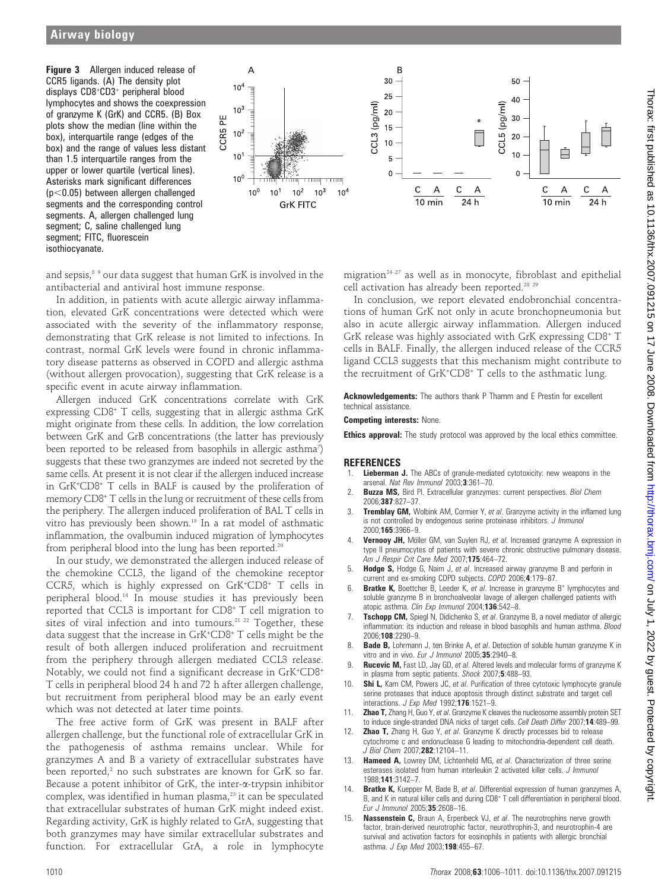**Figure 3** Allergen induced release of CCR5 ligands. (A) The density plot displays $CD8^+CD3^+$ peripheral blood lymphocytes and shows the coexpression of granzyme K (GrK) and CCR5. (B) Box plots show the median (line within the box), interquartile range (edges of the box) and the range of values less distant than 1.5 interquartile ranges from the upper or lower quartile (vertical lines). Asterisks mark significant differences ($p<0.05$) between allergen challenged segments and the corresponding control segments. A, allergen challenged lung segment; C, saline challenged lung segment; FITC, fluorescein isothiocyanate.

and sepsis,[8 9] our data suggest that human GrK is involved in the antibacterial and antiviral host immune response.

In addition, in patients with acute allergic airway inflammation, elevated GrK concentrations were detected which were associated with the severity of the inflammatory response, demonstrating that GrK release is not limited to infections. In contrast, normal GrK levels were found in chronic inflammatory disease patterns as observed in COPD and allergic asthma (without allergen provocation), suggesting that GrK release is a specific event in acute airway inflammation.

Allergen induced GrK concentrations correlate with GrK expressing $CD8^+$ T cells, suggesting that in allergic asthma GrK might originate from these cells. In addition, the low correlation between GrK and GrB concentrations (the latter has previously been reported to be released from basophils in allergic asthma[7]) suggests that these two granzymes are indeed not secreted by the same cells. At present it is not clear if the allergen induced increase in $GrK^+CD8^+$ T cells in BALF is caused by the proliferation of memory $CD8^+$ T cells in the lung or recruitment of these cells from the periphery. The allergen induced proliferation of BAL T cells in vitro has previously been shown.[19] In a rat model of asthmatic inflammation, the ovalbumin induced migration of lymphocytes from peripheral blood into the lung has been reported.[20]

In our study, we demonstrated the allergen induced release of the chemokine CCL3, the ligand of the chemokine receptor CCR5, which is highly expressed on $GrK^+CD8^+$ T cells in peripheral blood.[14] In mouse studies it has previously been reported that CCL3 is important for $CD8^+$ T cell migration to sites of viral infection and into tumours.[21 22] Together, these data suggest that the increase in $GrK^+CD8^+$ T cells might be the result of both allergen induced proliferation and recruitment from the periphery through allergen mediated CCL3 release. Notably, we could not find a significant decrease in $GrK^+CD8^+$ T cells in peripheral blood 24 h and 72 h after allergen challenge, but recruitment from peripheral blood may be an early event which was not detected at later time points.

The free active form of GrK was present in BALF after allergen challenge, but the functional role of extracellular GrK in the pathogenesis of asthma remains unclear. While for granzymes A and B a variety of extracellular substrates have been reported,[2] no such substrates are known for GrK so far. Because a potent inhibitor of GrK, the inter-α-trypsin inhibitor complex, was identified in human plasma,[23] it can be speculated that extracellular substrates of human GrK might indeed exist. Regarding activity, GrK is highly related to GrA, suggesting that both granzymes may have similar extracellular substrates and function. For extracellular GrA, a role in lymphocyte migration[24–27] as well as in monocyte, fibroblast and epithelial cell activation has already been reported.[28 29]

In conclusion, we report elevated endobronchial concentrations of human GrK not only in acute bronchopneumonia but also in acute allergic airway inflammation. Allergen induced GrK release was highly associated with GrK expressing $CD8^+$ T cells in BALF. Finally, the allergen induced release of the CCR5 ligand CCL3 suggests that this mechanism might contribute to the recruitment of $GrK^+CD8^+$ T cells to the asthmatic lung.

**Acknowledgements:** The authors thank P Thamm and E Prestin for excellent technical assistance.

**Competing interests:** None.

**Ethics approval:** The study protocol was approved by the local ethics committee.

## REFERENCES

1. **Lieberman J.** The ABCs of granule-mediated cytotoxicity: new weapons in the arsenal. *Nat Rev Immunol* 2003;**3**:361–70.
2. **Buzza MS,** Bird PI. Extracellular granzymes: current perspectives. *Biol Chem* 2006;**387**:827–37.
3. **Tremblay GM,** Wolbink AM, Cormier Y, *et al*. Granzyme activity in the inflamed lung is not controlled by endogenous serine proteinase inhibitors. *J Immunol* 2000;**165**:3966–9.
4. **Vernooy JH,** Möller GM, van Suylen RJ, *et al*. Increased granzyme A expression in type II pneumocytes of patients with severe chronic obstructive pulmonary disease. *Am J Respir Crit Care Med* 2007;**175**:464–72.
5. **Hodge S,** Hodge G, Nairn J, *et al*. Increased airway granzyme B and perforin in current and ex-smoking COPD subjects. *COPD* 2006;**4**:179–87.
6. **Bratke K,** Boettcher B, Leeder K, *et al*. Increase in granzyme B+ lymphocytes and soluble granzyme B in bronchoalveolar lavage of allergen challenged patients with atopic asthma. *Clin Exp Immunol* 2004;**136**:542–8.
7. **Tschopp CM,** Spiegl N, Didichenko S, *et al*. Granzyme B, a novel mediator of allergic inflammation: its induction and release in blood basophils and human asthma. *Blood* 2006;**108**:2290–9.
8. **Bade B,** Lohrmann J, ten Brinke A, *et al*. Detection of soluble human granzyme K in vitro and in vivo. *Eur J Immunol* 2005;**35**:2940–8.
9. **Rucevic M,** Fast LD, Jay GD, *et al*. Altered levels and molecular forms of granzyme K in plasma from septic patients. *Shock* 2007;**5**:488–93.
10. **Shi L,** Kam CM, Powers JC, *et al*. Purification of three cytotoxic lymphocyte granule serine proteases that induce apoptosis through distinct substrate and target cell interactions. *J Exp Med* 1992;**176**:1521–9.
11. **Zhao T,** Zhang H, Guo Y, *et al*. Granzyme K cleaves the nucleosome assembly protein SET to induce single-stranded DNA nicks of target cells. *Cell Death Differ* 2007;**14**:489–99.
12. **Zhao T,** Zhang H, Guo Y, *et al*. Granzyme K directly processes bid to release cytochrome c and endonuclease G leading to mitochondria-dependent cell death. *J Biol Chem* 2007;**282**:12104–11.
13. **Hameed A,** Lowrey DM, Lichtenheld MG, *et al*. Characterization of three serine esterases isolated from human interleukin 2 activated killer cells. *J Immunol* 1988;**141**:3142–7.
14. **Bratke K,** Kuepper M, Bade B, *et al*. Differential expression of human granzymes A, B, and K in natural killer cells and during $CD8^+$ T cell differentiation in peripheral blood. *Eur J Immunol* 2005;**35**:2608–16.
15. **Nassenstein C,** Braun A, Erpenbeck VJ, *et al*. The neurotrophins nerve growth factor, brain-derived neurotrophic factor, neurotrophin-3, and neurotrophin-4 are survival and activation factors for eosinophils in patients with allergic bronchial asthma. *J Exp Med* 2003;**198**:455–67.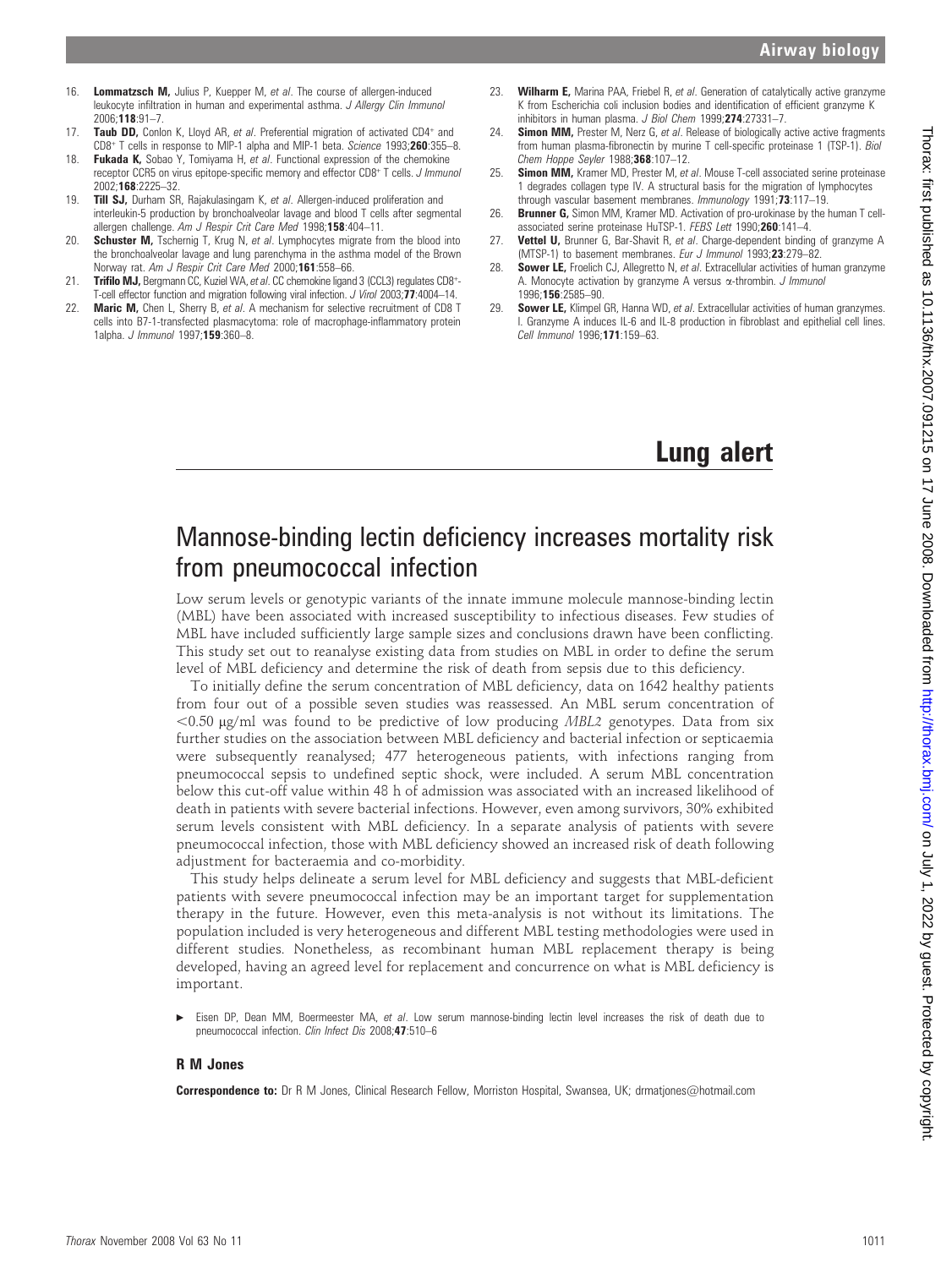16. **Lommatzsch M,** Julius P, Kuepper M, *et al*. The course of allergen-induced leukocyte infiltration in human and experimental asthma. *J Allergy Clin Immunol* 2006;**118**:91–7.
17. **Taub DD,** Conlon K, Lloyd AR, *et al*. Preferential migration of activated CD4+ and CD8+ T cells in response to MIP-1 alpha and MIP-1 beta. *Science* 1993;**260**:355–8.
18. **Fukada K,** Sobao Y, Tomiyama H, *et al*. Functional expression of the chemokine receptor CCR5 on virus epitope-specific memory and effector CD8+ T cells. *J Immunol* 2002;**168**:2225–32.
19. **Till SJ,** Durham SR, Rajakulasingam K, *et al*. Allergen-induced proliferation and interleukin-5 production by bronchoalveolar lavage and blood T cells after segmental allergen challenge. *Am J Respir Crit Care Med* 1998;**158**:404–11.
20. **Schuster M,** Tschernig T, Krug N, *et al*. Lymphocytes migrate from the blood into the bronchoalveolar lavage and lung parenchyma in the asthma model of the Brown Norway rat. *Am J Respir Crit Care Med* 2000;**161**:558–66.
21. **Trifilo MJ,** Bergmann CC, Kuziel WA, *et al*. CC chemokine ligand 3 (CCL3) regulates CD8+-T-cell effector function and migration following viral infection. *J Virol* 2003;**77**:4004–14.
22. **Maric M,** Chen L, Sherry B, *et al*. A mechanism for selective recruitment of CD8 T cells into B7-1-transfected plasmacytoma: role of macrophage-inflammatory protein 1alpha. *J Immunol* 1997;**159**:360–8.
23. **Wilharm E,** Marina PAA, Friebel R, *et al*. Generation of catalytically active granzyme K from Escherichia coli inclusion bodies and identification of efficient granzyme K inhibitors in human plasma. *J Biol Chem* 1999;**274**:27331–7.
24. **Simon MM,** Prester M, Nerz G, *et al*. Release of biologically active active fragments from human plasma-fibronectin by murine T cell-specific proteinase 1 (TSP-1). *Biol Chem Hoppe Seyler* 1988;**368**:107–12.
25. **Simon MM,** Kramer MD, Prester M, *et al*. Mouse T-cell associated serine proteinase 1 degrades collagen type IV. A structural basis for the migration of lymphocytes through vascular basement membranes. *Immunology* 1991;**73**:117–19.
26. **Brunner G,** Simon MM, Kramer MD. Activation of pro-urokinase by the human T cell-associated serine proteinase HuTSP-1. *FEBS Lett* 1990;**260**:141–4.
27. **Vettel U,** Brunner G, Bar-Shavit R, *et al*. Charge-dependent binding of granzyme A (MTSP-1) to basement membranes. *Eur J Immunol* 1993;**23**:279–82.
28. **Sower LE,** Froelich CJ, Allegretto N, *et al*. Extracellular activities of human granzyme A. Monocyte activation by granzyme A versus α-thrombin. *J Immunol* 1996;**156**:2585–90.
29. **Sower LE,** Klimpel GR, Hanna WD, *et al*. Extracellular activities of human granzymes. I. Granzyme A induces IL-6 and IL-8 production in fibroblast and epithelial cell lines. *Cell Immunol* 1996;**171**:159–63.

# Lung alert

## Mannose-binding lectin deficiency increases mortality risk from pneumococcal infection

Low serum levels or genotypic variants of the innate immune molecule mannose-binding lectin (MBL) have been associated with increased susceptibility to infectious diseases. Few studies of MBL have included sufficiently large sample sizes and conclusions drawn have been conflicting. This study set out to reanalyse existing data from studies on MBL in order to define the serum level of MBL deficiency and determine the risk of death from sepsis due to this deficiency.

To initially define the serum concentration of MBL deficiency, data on 1642 healthy patients from four out of a possible seven studies was reassessed. An MBL serum concentration of <0.50 μg/ml was found to be predictive of low producing *MBL2* genotypes. Data from six further studies on the association between MBL deficiency and bacterial infection or septicaemia were subsequently reanalysed; 477 heterogeneous patients, with infections ranging from pneumococcal sepsis to undefined septic shock, were included. A serum MBL concentration below this cut-off value within 48 h of admission was associated with an increased likelihood of death in patients with severe bacterial infections. However, even among survivors, 30% exhibited serum levels consistent with MBL deficiency. In a separate analysis of patients with severe pneumococcal infection, those with MBL deficiency showed an increased risk of death following adjustment for bacteraemia and co-morbidity.

This study helps delineate a serum level for MBL deficiency and suggests that MBL-deficient patients with severe pneumococcal infection may be an important target for supplementation therapy in the future. However, even this meta-analysis is not without its limitations. The population included is very heterogeneous and different MBL testing methodologies were used in different studies. Nonetheless, as recombinant human MBL replacement therapy is being developed, having an agreed level for replacement and concurrence on what is MBL deficiency is important.

- Eisen DP, Dean MM, Boermeester MA, *et al*. Low serum mannose-binding lectin level increases the risk of death due to pneumococcal infection. *Clin Infect Dis* 2008;**47**:510–6

**R M Jones**

**Correspondence to:** Dr R M Jones, Clinical Research Fellow, Morriston Hospital, Swansea, UK; drmatjones@hotmail.com